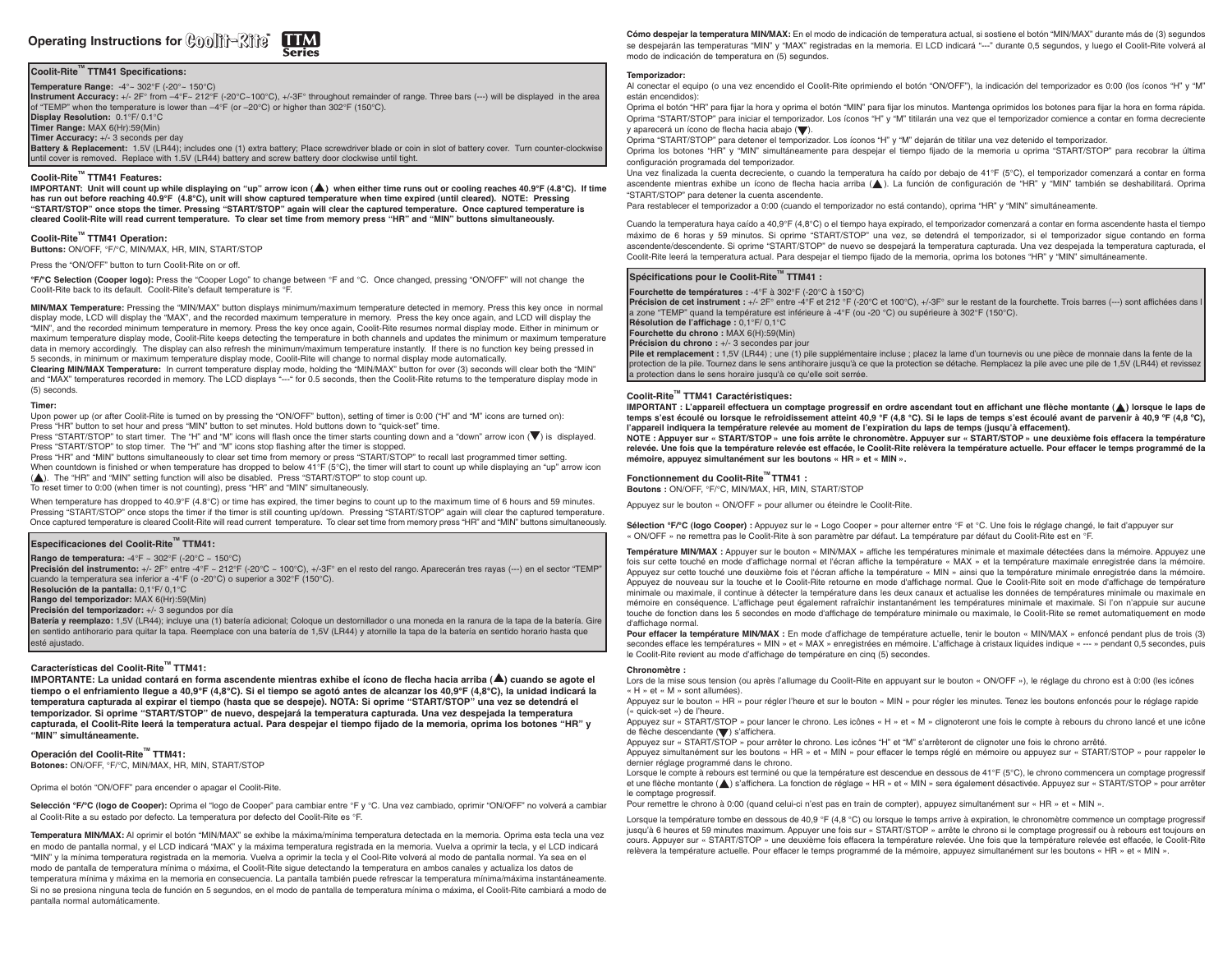# Operating Instructions for Coolit-Rite™ TTM Series

## Coolit-Rite™ TTM41 Specifications:

**Temperature Range:** -4°~ 302°F (-20°~ 150°C)
**Instrument Accuracy:** +/- 2F° from –4°F~ 212°F (-20°C~100°C), +/-3F° throughout remainder of range. Three bars (---) will be displayed in the area of "TEMP" when the temperature is lower than –4°F (or –20°C) or higher than 302°F (150°C).
**Display Resolution:** 0.1°F/ 0.1°C
**Timer Range:** MAX 6(Hr):59(Min)
**Timer Accuracy:** +/- 3 seconds per day
**Battery & Replacement:** 1.5V (LR44); includes one (1) extra battery; Place screwdriver blade or coin in slot of battery cover. Turn counter-clockwise until cover is removed. Replace with 1.5V (LR44) battery and screw battery door clockwise until tight.

## Coolit-Rite™ TTM41 Features:

**IMPORTANT: Unit will count up while displaying on "up" arrow icon (▲) when either time runs out or cooling reaches 40.9°F (4.8°C). If time has run out before reaching 40.9°F (4.8°C), unit will show captured temperature when time expired (until cleared). NOTE: Pressing "START/STOP" once stops the timer. Pressing "START/STOP" again will clear the captured temperature. Once captured temperature is cleared Coolit-Rite will read current temperature. To clear set time from memory press "HR" and "MIN" buttons simultaneously.**

## Coolit-Rite™ TTM41 Operation:

**Buttons:** ON/OFF, °F/°C, MIN/MAX, HR, MIN, START/STOP

Press the "ON/OFF" button to turn Coolit-Rite on or off.

**°F/°C Selection (Cooper logo):** Press the "Cooper Logo" to change between °F and °C. Once changed, pressing "ON/OFF" will not change the Coolit-Rite back to its default. Coolit-Rite's default temperature is °F.

**MIN/MAX Temperature:** Pressing the "MIN/MAX" button displays minimum/maximum temperature detected in memory. Press this key once in normal display mode, LCD will display the "MAX", and the recorded maximum temperature in memory. Press the key once again, and LCD will display the "MIN", and the recorded minimum temperature in memory. Press the key once again, Coolit-Rite resumes normal display mode. Either in minimum or maximum temperature display mode, Coolit-Rite keeps detecting the temperature in both channels and updates the minimum or maximum temperature data in memory accordingly. The display can also refresh the minimum/maximum temperature instantly. If there is no function key being pressed in 5 seconds, in minimum or maximum temperature display mode, Coolit-Rite will change to normal display mode automatically.
**Clearing MIN/MAX Temperature:** In current temperature display mode, holding the "MIN/MAX" button for over (3) seconds will clear both the "MIN" and "MAX" temperatures recorded in memory. The LCD displays "---" for 0.5 seconds, then the Coolit-Rite returns to the temperature display mode in (5) seconds.

**Timer:**
Upon power up (or after Coolit-Rite is turned on by pressing the "ON/OFF" button), setting of timer is 0:00 ("H" and "M" icons are turned on):
Press "HR" button to set hour and press "MIN" button to set minutes. Hold buttons down to "quick-set" time.
Press "START/STOP" to start timer. The "H" and "M" icons will flash once the timer starts counting down and a "down" arrow icon (▼) is displayed.
Press "START/STOP" to stop timer. The "H" and "M" icons stop flashing after the timer is stopped.
Press "HR" and "MIN" buttons simultaneously to clear set time from memory or press "START/STOP" to recall last programmed timer setting.
When countdown is finished or when temperature has dropped to below 41°F (5°C), the timer will start to count up while displaying an "up" arrow icon (▲). The "HR" and "MIN" setting function will also be disabled. Press "START/STOP" to stop count up.
To reset timer to 0:00 (when timer is not counting), press "HR" and "MIN" simultaneously.

When temperature has dropped to 40.9°F (4.8°C) or time has expired, the timer begins to count up to the maximum time of 6 hours and 59 minutes. Pressing "START/STOP" once stops the timer if the timer is still counting up/down. Pressing "START/STOP" again will clear the captured temperature. Once captured temperature is cleared Coolit-Rite will read current temperature. To clear set time from memory press "HR" and "MIN" buttons simultaneously.

## Especificaciones del Coolit-Rite™ TTM41:

**Rango de temperatura:** -4°F ~ 302°F (-20°C ~ 150°C)
**Precisión del instrumento:** +/- 2F° entre -4°F ~ 212°F (-20°C ~ 100°C), +/-3F° en el resto del rango. Aparecerán tres rayas (---) en el sector "TEMP" cuando la temperatura sea inferior a -4°F (o -20°C) o superior a 302°F (150°C).
**Resolución de la pantalla:** 0,1°F/ 0,1°C
**Rango del temporizador:** MAX 6(Hr):59(Min)
**Precisión del temporizador:** +/- 3 segundos por día
**Batería y reemplazo:** 1,5V (LR44); incluye una (1) batería adicional; Coloque un destornillador o una moneda en la ranura de la tapa de la batería. Gire en sentido antihorario para quitar la tapa. Reemplace con una batería de 1,5V (LR44) y atornille la tapa de la batería en sentido horario hasta que esté ajustado.

## Características del Coolit-Rite™ TTM41:

**IMPORTANTE: La unidad contará en forma ascendente mientras exhibe el ícono de flecha hacia arriba (▲) cuando se agote el tiempo o el enfriamiento llegue a 40,9°F (4,8°C). Si el tiempo se agotó antes de alcanzar los 40,9°F (4,8°C), la unidad indicará la temperatura capturada al expirar el tiempo (hasta que se despeje). NOTA: Si oprime "START/STOP" una vez se detendrá el temporizador. Si oprime "START/STOP" de nuevo, despejará la temperatura capturada. Una vez despejada la temperatura capturada, el Coolit-Rite leerá la temperatura actual. Para despejar el tiempo fijado de la memoria, oprima los botones "HR" y "MIN" simultáneamente.**

## Operación del Coolit-Rite™ TTM41:

**Botones:** ON/OFF, °F/°C, MIN/MAX, HR, MIN, START/STOP

Oprima el botón "ON/OFF" para encender o apagar el Coolit-Rite.

**Selección °F/°C (logo de Cooper):** Oprima el "logo de Cooper" para cambiar entre °F y °C. Una vez cambiado, oprimir "ON/OFF" no volverá a cambiar al Coolit-Rite a su estado por defecto. La temperatura por defecto del Coolit-Rite es °F.

**Temperatura MIN/MAX:** Al oprimir el botón "MIN/MAX" se exhibe la máxima/mínima temperatura detectada en la memoria. Oprima esta tecla una vez en modo de pantalla normal, y el LCD indicará "MAX" y la máxima temperatura registrada en la memoria. Vuelva a oprimir la tecla, y el LCD indicará "MIN" y la mínima temperatura registrada en la memoria. Vuelva a oprimir la tecla, y el Cool-Rite volverá al modo de pantalla normal. Ya sea en el modo de pantalla de temperatura mínima o máxima, el Coolit-Rite sigue detectando la temperatura en ambos canales y actualiza los datos de temperatura mínima y máxima en la memoria en consecuencia. La pantalla también puede refrescar la temperatura mínima/máxima instantáneamente. Si no se presiona ninguna tecla de función en 5 segundos, en el modo de pantalla de temperatura mínima o máxima, el Coolit-Rite cambiará a modo de pantalla normal automáticamente.

**Cómo despejar la temperatura MIN/MAX:** En el modo de indicación de temperatura actual, si sostiene el botón "MIN/MAX" durante más de (3) segundos se despejarán las temperaturas "MIN" y "MAX" registradas en la memoria. El LCD indicará "---" durante 0,5 segundos, y luego el Coolit-Rite volverá al modo de indicación de temperatura en (5) segundos.

**Temporizador:**
Al conectar el equipo (o una vez encendido el Coolit-Rite oprimiendo el botón "ON/OFF"), la indicación del temporizador es 0:00 (los íconos "H" y "M" están encendidos):
Oprima el botón "HR" para fijar la hora y oprima el botón "MIN" para fijar los minutos. Mantenga oprimidos los botones para fijar la hora en forma rápida.
Oprima "START/STOP" para iniciar el temporizador. Los íconos "H" y "M" titilarán una vez que el temporizador comience a contar en forma decreciente y aparecerá un ícono de flecha hacia abajo (▼).
Oprima "START/STOP" para detener el temporizador. Los íconos "H" y "M" dejarán de titilar una vez detenido el temporizador.
Oprima los botones "HR" y "MIN" simultáneamente para despejar el tiempo fijado de la memoria u oprima "START/STOP" para recobrar la última configuración programada del temporizador.
Una vez finalizada la cuenta decreciente, o cuando la temperatura ha caído por debajo de 41°F (5°C), el temporizador comenzará a contar en forma ascendente mientras exhibe un ícono de flecha hacia arriba (▲). La función de configuración de "HR" y "MIN" también se deshabilitará. Oprima "START/STOP" para detener la cuenta ascendente.
Para restablecer el temporizador a 0:00 (cuando el temporizador no está contando), oprima "HR" y "MIN" simultáneamente.

Cuando la temperatura haya caído a 40,9°F (4,8°C) o el tiempo haya expirado, el temporizador comenzará a contar en forma ascendente hasta el tiempo máximo de 6 horas y 59 minutos. Si oprime "START/STOP" una vez, se detendrá el temporizador, si el temporizador sigue contando en forma ascendente/descendente. Si oprime "START/STOP" de nuevo se despejará la temperatura capturada. Una vez despejada la temperatura capturada, el Coolit-Rite leerá la temperatura actual. Para despejar el tiempo fijado de la memoria, oprima los botones "HR" y "MIN" simultáneamente.

## Spécifications pour le Coolit-Rite™ TTM41 :

**Fourchette de températures :** -4°F à 302°F (-20°C à 150°C)
**Précision de cet instrument :** +/- 2F° entre -4°F et 212 °F (-20°C et 100°C), +/-3F° sur le restant de la fourchette. Trois barres (---) sont affichées dans la zone "TEMP" quand la température est inférieure à -4°F (ou -20 °C) ou supérieure à 302°F (150°C).
**Résolution de l'affichage :** 0,1°F/ 0,1°C
**Fourchette du chrono :** MAX 6(Hr):59(Min)
**Précision du chrono :** +/- 3 secondes par jour
**Pile et remplacement :** 1,5V (LR44) ; une (1) pile supplémentaire incluse ; placez la lame d'un tournevis ou une pièce de monnaie dans la fente de la protection de la pile. Tournez dans le sens antihoraire jusqu'à ce que la protection se détache. Remplacez la pile avec une pile de 1,5V (LR44) et revissez la protection dans le sens horaire jusqu'à ce qu'elle soit serrée.

## Coolit-Rite™ TTM41 Caractéristiques:

**IMPORTANT : L'appareil effectuera un comptage progressif en ordre ascendant tout en affichant une flèche montante (▲) lorsque le laps de temps s'est écoulé ou lorsque le refroidissement atteint 40,9 °F (4,8 °C). Si le laps de temps s'est écoulé avant de parvenir à 40,9 °F (4,8 °C), l'appareil indiquera la température relevée au moment de l'expiration du laps de temps (jusqu'à effacement).**
**NOTE : Appuyer sur « START/STOP » une fois arrête le chronomètre. Appuyer sur « START/STOP » une deuxième fois effacera la température relevée. Une fois que la température relevée est effacée, le Coolit-Rite relèvera la température actuelle. Pour effacer le temps programmé de la mémoire, appuyez simultanément sur les boutons « HR » et « MIN ».**

## Fonctionnement du Coolit-Rite™TTM41 :

**Boutons :** ON/OFF, °F/°C, MIN/MAX, HR, MIN, START/STOP

Appuyez sur le bouton « ON/OFF » pour allumer ou éteindre le Coolit-Rite.

**Sélection °F/°C (logo Cooper) :** Appuyez sur le « Logo Cooper » pour alterner entre °F et °C. Une fois le réglage changé, le fait d'appuyer sur « ON/OFF » ne remettra pas le Coolit-Rite à son paramètre par défaut. La température par défaut du Coolit-Rite est en °F.

**Température MIN/MAX :** Appuyer sur le bouton « MIN/MAX » affiche les températures minimale et maximale détectées dans la mémoire. Appuyez une fois sur cette touché en mode d'affichage normal et l'écran affiche la température « MAX » et la température maximale enregistrée dans la mémoire. Appuyez sur cette touché une deuxième fois et l'écran affiche la température « MIN » ainsi que la température minimale enregistrée dans la mémoire. Appuyez de nouveau sur la touche et le Coolit-Rite retourne en mode d'affichage normal. Que le Coolit-Rite soit en mode d'affichage de température minimale ou maximale, il continue à détecter la température dans les deux canaux et actualise les données de températures minimale ou maximale en mémoire en conséquence. L'affichage peut également rafraîchir instantanément les températures minimale et maximale. Si l'on n'appuie sur aucune touche de fonction dans les 5 secondes en mode d'affichage de température minimale ou maximale, le Coolit-Rite se remet automatiquement en mode d'affichage normal.
**Pour effacer la température MIN/MAX :** En mode d'affichage de température actuelle, tenir le bouton « MIN/MAX » enfoncé pendant plus de trois (3) secondes efface les températures « MIN » et « MAX » enregistrées en mémoire. L'affichage à cristaux liquides indique « --- » pendant 0,5 secondes, puis le Coolit-Rite revient au mode d'affichage de température en cinq (5) secondes.

**Chronomètre :**
Lors de la mise sous tension (ou après l'allumage du Coolit-Rite en appuyant sur le bouton « ON/OFF »), le réglage du chrono est à 0:00 (les icônes « H » et « M » sont allumées).
Appuyez sur le bouton « HR » pour régler l'heure et sur le bouton « MIN » pour régler les minutes. Tenez les boutons enfoncés pour le réglage rapide (« quick-set ») de l'heure.
Appuyez sur « START/STOP » pour lancer le chrono. Les icônes « H » et « M » clignoteront une fois le compte à rebours du chrono lancé et une icône de flèche descendante (▼) s'affichera.
Appuyez sur « START/STOP » pour arrêter le chrono. Les icônes "H" et "M" s'arrêteront de clignoter une fois le chrono arrêté.
Appuyez simultanément sur les boutons « HR » et « MIN » pour effacer le temps réglé en mémoire ou appuyez sur « START/STOP » pour rappeler le dernier réglage programmé dans le chrono.
Lorsque le compte à rebours est terminé ou que la température est descendue en dessous de 41°F (5°C), le chrono commencera un comptage progressif et une flèche montante (▲) s'affichera. La fonction de réglage « HR » et « MIN » sera également désactivée. Appuyez sur « START/STOP » pour arrêter le comptage progressif.
Pour remettre le chrono à 0:00 (quand celui-ci n'est pas en train de compter), appuyez simultanément sur « HR » et « MIN ».

Lorsque la température tombe en dessous de 40,9 °F (4,8 °C) ou lorsque le temps arrive à expiration, le chronomètre commence un comptage progressif jusqu'à 6 heures et 59 minutes maximum. Appuyer une fois sur « START/STOP » arrête le chrono si le comptage progressif ou à rebours est toujours en cours. Appuyer sur « START/STOP » une deuxième fois effacera la température relevée. Une fois que la température relevée est effacée, le Coolit-Rite relèvera la température actuelle. Pour effacer le temps programmé de la mémoire, appuyez simultanément sur les boutons « HR » et « MIN ».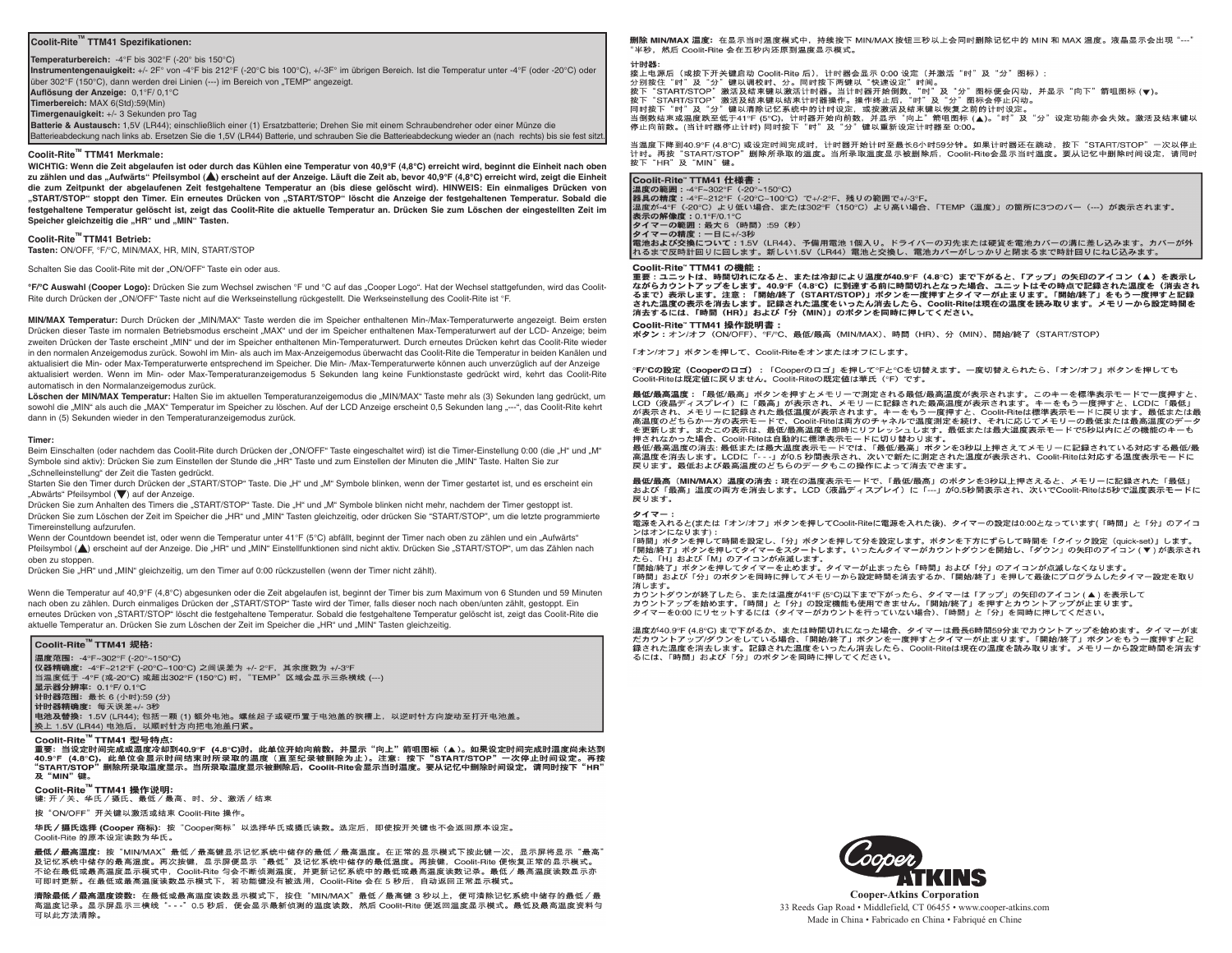## Coolit-Rite™ TTM41 Spezifikationen:

**Temperaturbereich:** -4°F bis 302°F (-20° bis 150°C)
**Instrumentengenauigkeit:** +/- 2F° von -4°F bis 212°F (-20°C bis 100°C), +/-3F° im übrigen Bereich. Ist die Temperatur unter -4°F (oder -20°C) oder über 302°F (150°C), dann werden drei Linien (---) im Bereich von „TEMP" angezeigt.
**Auflösung der Anzeige:** 0,1°F/ 0,1°C
**Timerbereich:** MAX 6(Std):59(Min)
**Timergenauigkeit:** +/- 3 Sekunden pro Tag
**Batterie & Austausch:** 1,5V (LR44); einschließlich einer (1) Ersatzbatterie; Drehen Sie mit einem Schraubendreher oder einer Münze die Batterieabdeckung nach links ab. Ersetzen Sie die 1,5V (LR44) Batterie, und schrauben Sie die Batterieabdeckung wieder an (nach rechts) bis sie fest sitzt.

## Coolit-Rite™ TTM41 Merkmale:

**WICHTIG: Wenn die Zeit abgelaufen ist oder durch das Kühlen eine Temperatur von 40,9°F (4,8°C) erreicht wird, beginnt die Einheit nach oben zu zählen und das „Aufwärts" Pfeilsymbol (▲) erscheint auf der Anzeige. Läuft die Zeit ab, bevor 40,9°F (4,8°C) erreicht wird, zeigt die Einheit die zum Zeitpunkt der abgelaufenen Zeit festgehaltene Temperatur an (bis diese gelöscht wird). HINWEIS: Ein einmaliges Drücken von „START/STOP" stoppt den Timer. Ein erneutes Drücken von „START/STOP" löscht die Anzeige der festgehaltenen Temperatur. Sobald die festgehaltene Temperatur gelöscht ist, zeigt das Coolit-Rite die aktuelle Temperatur an. Drücken Sie zum Löschen der eingestellten Zeit im Speicher gleichzeitig die „HR" und „MIN" Tasten.**

## Coolit-Rite™ TTM41 Betrieb:

**Tasten:** ON/OFF, °F/°C, MIN/MAX, HR, MIN, START/STOP

Schalten Sie das Coolit-Rite mit der „ON/OFF" Taste ein oder aus.

**°F/°C Auswahl (Cooper Logo):** Drücken Sie zum Wechsel zwischen °F und °C auf das „Cooper Logo". Hat der Wechsel stattgefunden, wird das Coolit-Rite durch Drücken der „ON/OFF" Taste nicht auf die Werkseinstellung rückgestellt. Die Werkseinstellung des Coolit-Rite ist °F.

**MIN/MAX Temperatur:** Durch Drücken der „MIN/MAX" Taste werden die im Speicher enthaltenen Min-/Max-Temperaturwerte angezeigt. Beim ersten Drücken dieser Taste im normalen Betriebsmodus erscheint „MAX" und der im Speicher enthaltene Max-Temperaturwert auf der LCD- Anzeige; beim zweiten Drücken der Taste erscheint „MIN" und der im Speicher enthaltenen Min-Temperaturwert. Durch erneutes Drücken kehrt das Coolit-Rite wieder in den normalen Anzeigemodus zurück. Sowohl im Min- als auch im Max-Anzeigemodus überwacht das Coolit-Rite die Temperatur in beiden Kanälen und aktualisiert die Min- oder Max-Temperaturwerte entsprechend im Speicher. Die Min- /Max-Temperaturwerte können auch unverzüglich auf der Anzeige aktualisiert werden. Wenn im Min- oder Max-Temperaturanzeigemodus 5 Sekunden lang keine Funktionstaste gedrückt wird, kehrt das Coolit-Rite automatisch in den Normalanzeigemodus zurück.
**Löschen der MIN/MAX Temperatur:** Halten Sie im aktuellen Temperaturanzeigemodus die „MIN/MAX" Taste mehr als (3) Sekunden lang gedrückt, um sowohl die „MIN" als auch die „MAX" Temperatur im Speicher zu löschen. Auf der LCD Anzeige erscheint 0,5 Sekunden lang „---", das Coolit-Rite kehrt dann in (5) Sekunden wieder in den Temperaturanzeigemodus zurück.

**Timer:**
Beim Einschalten (oder nachdem das Coolit-Rite durch Drücken der „ON/OFF" Taste eingeschaltet wird) ist die Timer-Einstellung 0:00 (die „H" und „M" Symbole sind aktiv): Drücken Sie zum Einstellen der Stunde die „HR" Taste und zum Einstellen der Minuten die „MIN" Taste. Halten Sie zur „Schnelleinstellung" der Zeit die Tasten gedrückt.
Starten Sie den Timer durch Drücken der „START/STOP" Taste. Die „H" und „M" Symbole blinken, wenn der Timer gestartet ist, und es erscheint ein „Abwärts" Pfeilsymbol (▼) auf der Anzeige.
Drücken Sie zum Anhalten des Timers die „START/STOP" Taste. Die „H" und „M" Symbole blinken nicht mehr, nachdem der Timer gestoppt ist. Drücken Sie zum Löschen der Zeit im Speicher die „HR" und „MIN" Tasten gleichzeitig, oder drücken Sie "START/STOP", um die letzte programmierte Timereinstellung aufzurufen.
Wenn der Countdown beendet ist, oder wenn die Temperatur unter 41°F (5°C) abfällt, beginnt der Timer nach oben zu zählen und ein „Aufwärts" Pfeilsymbol (▲) erscheint auf der Anzeige. Die „HR" und „MIN" Einstellfunktionen sind nicht aktiv. Drücken Sie „START/STOP", um das Zählen nach oben zu stoppen.
Drücken Sie „HR" und „MIN" gleichzeitig, um den Timer auf 0:00 rückzustellen (wenn der Timer nicht zählt).

Wenn die Temperatur auf 40,9°F (4,8°C) abgesunken oder die Zeit abgelaufen ist, beginnt der Timer bis zum Maximum von 6 Stunden und 59 Minuten nach oben zu zählen. Durch einmaliges Drücken der „START/STOP" Taste wird der Timer, falls dieser noch nach oben/unten zählt, gestoppt. Ein erneutes Drücken von „START/STOP" löscht die festgehaltene Temperatur. Sobald die festgehaltene Temperatur gelöscht ist, zeigt das Coolit-Rite die aktuelle Temperatur an. Drücken Sie zum Löschen der Zeit im Speicher die „HR" und „MIN" Tasten gleichzeitig.

## Coolit-Rite™ TTM41 规格:

**温度范围:** -4°F~302°F (-20°~150°C)
**仪器精确度:** -4°F~212°F (-20°C~100°C) 之间误差为 +/- 2°F，其余度数为 +/-3°F
当温度低于 -4°F (或-20°C) 或超出302°F (150°C) 时，"TEMP" 区域会显示三条横线 (---)
**显示器分辨率:** 0.1°F/ 0.1°C
**计时器范围:** 最长 6 (小时):59 (分)
**计时器精确度:** 每天误差+/- 3秒
**电池及替换:** 1.5V (LR44); 包括一颗 (1) 额外电池。螺丝起子或硬币置于电池盖的狭槽上，以逆时针方向旋动至打开电池盖。换上 1.5V (LR44) 电池后，以顺时针方向把电池盖拧紧。

## Coolit-Rite™ TTM41 型号特点:

**重要: 当设定时间完成或温度冷却到40.9°F (4.8°C)时，此单位开始向前数，并显示"向上"箭咀图标（▲）。如果设定时间完成时温度尚未达到40.9°F (4.8°C)，此单位会显示时间结束时所录取的温度（直至纪录被删除为止）。注意：按下"START/STOP"一次停止时间设定。再按"START/STOP"删除所录取温度显示。当所录取温度显示被删除后，Coolit-Rite会显示当时温度。要从记忆中删除时间设定，请同时按下"HR"及"MIN"键。**

## Coolit-Rite™ TTM41 操作说明:

键: 开／关、华氏／摄氏、最低／最高、时、分、激活／结束

按"ON/OFF"开关键以激活或结束 Coolit-Rite 操作。

**华氏／摄氏选择 (Cooper 商标):** 按"Cooper商标"以选择华氏或摄氏读数。选定后，即使按开关键也不会返回原本设定。Coolit-Rite 的原本设定读数为华氏。

**最低／最高温度:** 按"MIN/MAX"最低／最高键显示记忆系统中储存的最低／最高温度。在正常的显示模式下按此键一次，显示屏将显示"最高"及记忆系统中储存的最高温度。再次按键，显示屏便显示"最低"及记忆系统中储存的最低温度。再按键，Coolit-Rite 便恢复正常的显示模式。不论在最低或最高温度显示模式中，Coolit-Rite 今会不断侦测温度，并更新记忆系统中的最低或最高温度读数记录。最低／最高温度读数显示亦可即时更新。在最低或最高温度读数显示模式下，若功能键没有被选用，Coolit-Rite 会在 5 秒后，自动返回正常显示模式。

**清除最低／最高温度读数:** 在最低或最高温度读数显示模式下，按住"MIN/MAX"最低／最高键 3 秒以上，便可清除记忆系统中储存的最低／最高温度记录。显示屏显示三横线"---"0.5 秒后，便会显示最新侦测的温度读数，然后 Coolit-Rite 便返回温度显示模式。最低及最高温度资料亦可以此方法清除。

**删除 MIN/MAX 温度:** 在显示当时温度模式中，持续按下 MIN/MAX 按钮三秒以上会同时删除记忆中的 MIN 和 MAX 温度。液晶显示会出现"---"半秒，然后 Coolit-Rite 会在五秒内还原到温度显示模式。

**计时器:**
接上电源后（或按下开关键启动 Coolit-Rite 后），计时器会显示 0:00 设定（并激活"时"及"分"图标）：
分别按住"时"及"分"键以调校时、分。同时按下两键以"快速设定"时间。
按下"START/STOP"激活及结束键以激活计时器。当计时器开始倒数，"时"及"分"图标便会闪动，并显示"向下"箭咀图标 (▼)。
按下"START/STOP"激活及结束键以结束计时器操作。操作终止后，"时"及"分"图标会停止闪动。
同时按下"时"及"分"键以清除记忆系统中的计时设定，或按激活及结束键以恢复之前的计时设定。
当倒数结束或温度跌至低于41°F (5°C)，计时器开始向前数，并显示"向上"箭咀图标 (▲)。"时"及"分"设定功能亦会失效。激活及结束键以停止向前数。(当计时器停止计时) 同时按下"时"及"分"键以重新设定计时器至 0:00。

当温度下降到40.9°F (4.8°C) 或设定时间完成时，计时器开始计时至最长6小时59分钟。如果计时器还在跳动，按下"START/STOP"一次以停止计时。再按"START/STOP"删除所录取的温度。当所录取温度显示被删除后，Coolit-Rite会显示当时温度。要从记忆中删除时间设定，请同时按下"HR"及"MIN"键。

## Coolit-Rite™ TTM41 仕様書：

**温度の範囲：**-4°F~302°F（-20°~150°C）
**器具の精度：**-4°F~212°F（-20°C~100°C）で+/-2°F、残りの範囲で+/-3°F。
温度が-4°F（-20°C）より低い場合、または302°F（150°C）より高い場合、「TEMP（温度）」の箇所に3つのバー（---）が表示されます。
**表示の解像度：**0.1°F/0.1°C
**タイマーの範囲：**最大 6（時間）:59（秒）
**タイマーの精度：**一日に+/-3秒
**電池および交換について：**1.5V（LR44）、予備用電池 1個入り。ドライバーの刃先または硬貨を電池カバーの溝に差し込みます。カバーが外れるまで反時計回りに回します。新しい1.5V（LR44）電池と交換し、電池カバーがしっかりと閉まるまで時計回りに回します。

## Coolit-Rite™ TTM41 の機能：

**重要：ユニットは、時間切れになると、または冷却により温度が40.9°F（4.8°C）まで下がると、「アップ」の矢印のアイコン（▲）を表示しながらカウントアップをします。40.9°F（4.8°C）に到達する前に時間切れとなった場合、ユニットはその時点で記録された温度を（消去されるまで）表示します。注意：「開始/終了（START/STOP）」ボタンを一度押すとタイマーが止まります。「開始/終了」をもう一度押すと記録された温度の表示を消去します。記録された温度をいったん消去したら、Coolit-Riteは現在の温度を読み取ります。メモリーから設定時間を消去するには、「時間（HR）」および「分（MIN）」のボタンを同時に押してください。**

## Coolit-Rite™ TTM41 操作説明書：

**ボタン：**オン/オフ（ON/OFF）、°F/°C、最低/最高（MIN/MAX）、時間（HR）、分（MIN）、開始/終了（START/STOP）

「オン/オフ」ボタンを押して、Coolit-Riteをオンまたはオフにします。

**°F/°Cの設定（Cooperのロゴ）：**「Cooperのロゴ」を押して°Fと°Cを切替えます。一度切替えられたら、「オン/オフ」ボタンを押してもCoolit-Riteは既定値に戻りません。Coolit-Riteの既定値は華氏（°F）です。

**最低/最高温度：**「最低/最高」ボタンを押すとメモリーで測定される最低/最高温度が表示されます。このキーを標準表示モードで一度押すと、LCD（液晶ディスプレイ）に「最高」が表示され、メモリーに記録された最高温度が表示されます。キーをもう一度押すと、LCDに「最低」が表示され、メモリーに記録された最低温度が表示されます。キーをもう一度押すと、Coolit-Riteは標準表示モードに戻ります。最低または最高温度のどちらか一方の表示モードで、Coolit-Riteは両方のチャネルで温度測定を続け、それに応じてメモリーの最低または最高温度のデータを更新します。またこの表示は、最低/最高温度を即時にリフレッシュします。最低または最大温度表示モードで5秒以内にどの機能のキーも押されなかった場合、Coolit-Riteは自動的に標準表示モードに切り替わります。
最低/最高温度の消去：最低または最大温度表示モードでは、「最低/最高」ボタンを3秒以上押さえてメモリーに記録されている対応する最低/最高温度を消去します。LCDに「---」が0.5 秒間表示され、次いで新たに測定された温度が表示され、Coolit-Riteは対応する温度表示モードに戻ります。最低および最高温度のどちらのデータもこの操作によって消去できます。

**最低/最高（MIN/MAX）温度の消去：**現在の温度表示モードで、「最低/最高」のボタンを3秒以上押さえると、メモリーに記録された「最低」および「最高」温度の両方を消去します。LCD（液晶ディスプレイ）に「---」が0.5秒間表示され、次いでCoolit-Riteは5秒で温度表示モードに戻ります。

**タイマー：**
電源を入れると(または「オン/オフ」ボタンを押してCoolit-Riteに電源を入れた後)、タイマーの設定は0:00となっています(「時間」と「分」のアイコンはオンになります)：
「時間」ボタンを押して時間を設定し、「分」ボタンを押して分を設定します。ボタンを下方にずらして時間を「クイック設定（quick-set)」します。
「開始/終了」ボタンを押してタイマーをスタートします。いったんタイマーがカウントダウンを開始し、「ダウン」の矢印のアイコン (▼) が表示されたら、「H」および「M」のアイコンが点滅します。
「開始/終了」ボタンを押してタイマーを止めます。タイマーが止まったら「時間」および「分」のアイコンが点滅しなくなります。
「時間」および「分」のボタンを同時に押してメモリーから設定時間を消去するか、「開始/終了」を押して最後にプログラムしたタイマー設定を取り消します。
カウントダウンが終了したら、または温度が41°F (5°C)以下まで下がったら、タイマーは「アップ」の矢印のアイコン (▲) を表示してカウントアップを始めます。「時間」と「分」の設定機能も使用できません。「開始/終了」を押すとカウントアップが止まります。
タイマーを0:00 にリセットするには（タイマーがカウントを行っていない場合)、「時間」と「分」を同時に押してください。

温度が40.9°F (4.8°C) まで下がるか、または時間切れになった場合、タイマーは最長6時間59分までカウントアップを始めます。タイマーがまだカウントアップ/ダウンをしている場合、「開始/終了」ボタンを一度押すとタイマーが止まります。「開始/終了」ボタンをもう一度押すと記録された温度を消去します。記録された温度をいったん消去したら、Coolit-Riteは現在の温度を読み取ります。メモリーから設定時間を消去するには、「時間」および「分」のボタンを同時に押してください。

Cooper ATKINS

**Cooper-Atkins Corporation**
33 Reeds Gap Road • Middlefield, CT 06455 • www.cooper-atkins.com
Made in China • Fabricado en China • Fabriqué en Chine